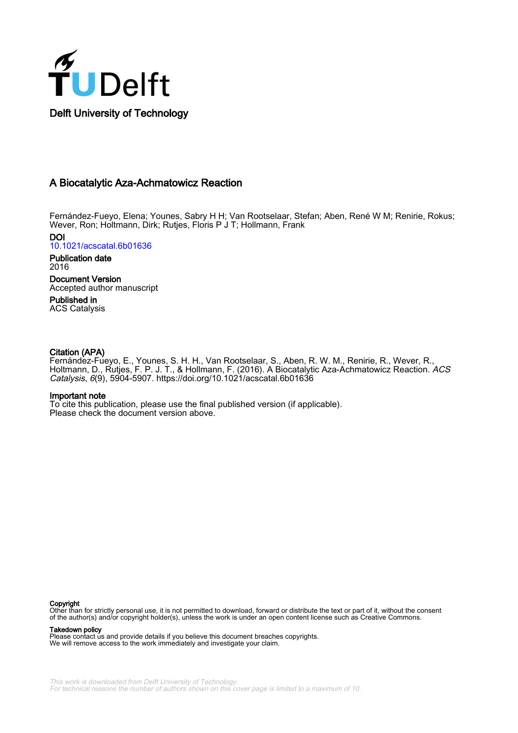Delft University of Technology

# A Biocatalytic Aza-Achmatowicz Reaction

Fernández-Fueyo, Elena; Younes, Sabry H H; Van Rootselaar, Stefan; Aben, René W M; Renirie, Rokus; Wever, Ron; Holtmann, Dirk; Rutjes, Floris P J T; Hollmann, Frank

**DOI**
10.1021/acscatal.6b01636

**Publication date**
2016

**Document Version**
Accepted author manuscript

**Published in**
ACS Catalysis

**Citation (APA)**
Fernández-Fueyo, E., Younes, S. H. H., Van Rootselaar, S., Aben, R. W. M., Renirie, R., Wever, R., Holtmann, D., Rutjes, F. P. J. T., & Hollmann, F. (2016). A Biocatalytic Aza-Achmatowicz Reaction. *ACS Catalysis*, *6*(9), 5904-5907. https://doi.org/10.1021/acscatal.6b01636

**Important note**
To cite this publication, please use the final published version (if applicable). Please check the document version above.

**Copyright**
Other than for strictly personal use, it is not permitted to download, forward or distribute the text or part of it, without the consent of the author(s) and/or copyright holder(s), unless the work is under an open content license such as Creative Commons.

**Takedown policy**
Please contact us and provide details if you believe this document breaches copyrights. We will remove access to the work immediately and investigate your claim.

*This work is downloaded from Delft University of Technology. For technical reasons the number of authors shown on this cover page is limited to a maximum of 10.*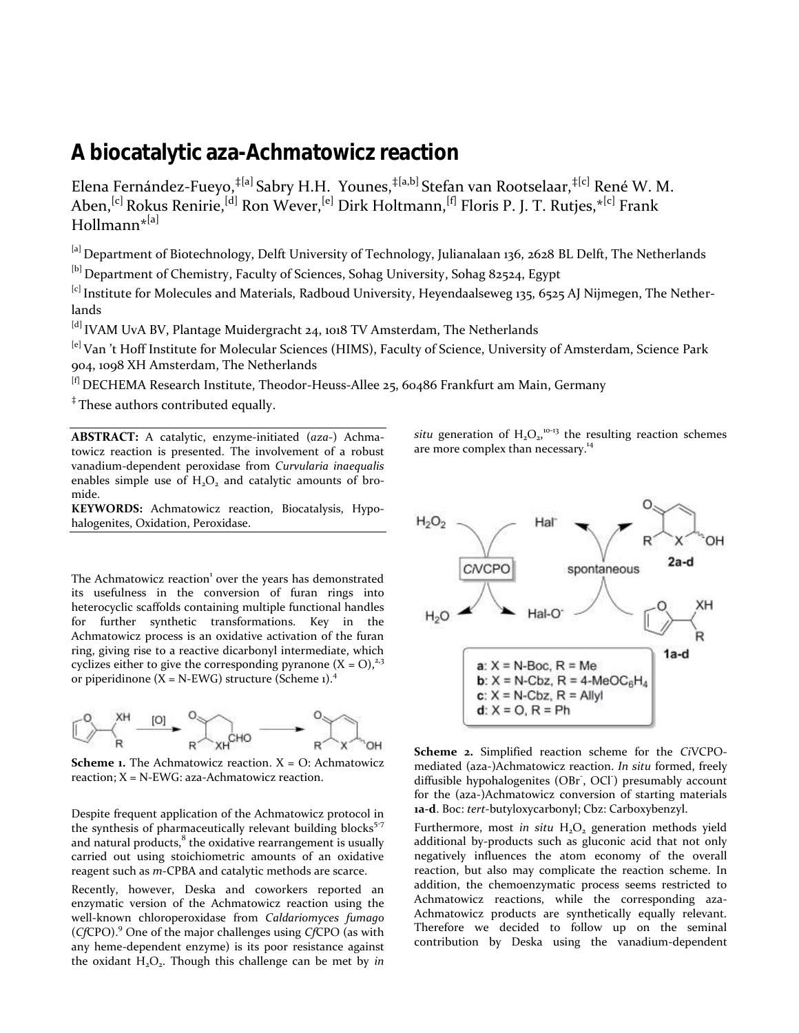# A biocatalytic aza-Achmatowicz reaction

Elena Fernández-Fueyo,[‡][a] Sabry H.H. Younes,[‡][a,b] Stefan van Rootselaar,[‡][c] René W. M. Aben,[c] Rokus Renirie,[d] Ron Wever,[e] Dirk Holtmann,[f] Floris P. J. T. Rutjes,*[c] Frank Hollmann*[a]

[a] Department of Biotechnology, Delft University of Technology, Julianalaan 136, 2628 BL Delft, The Netherlands

[b] Department of Chemistry, Faculty of Sciences, Sohag University, Sohag 82524, Egypt

[c] Institute for Molecules and Materials, Radboud University, Heyendaalseweg 135, 6525 AJ Nijmegen, The Netherlands

[d] IVAM UvA BV, Plantage Muidergracht 24, 1018 TV Amsterdam, The Netherlands

[e] Van 't Hoff Institute for Molecular Sciences (HIMS), Faculty of Science, University of Amsterdam, Science Park 904, 1098 XH Amsterdam, The Netherlands

[f] DECHEMA Research Institute, Theodor-Heuss-Allee 25, 60486 Frankfurt am Main, Germany

‡ These authors contributed equally.

**ABSTRACT:** A catalytic, enzyme-initiated (*aza*-) Achmatowicz reaction is presented. The involvement of a robust vanadium-dependent peroxidase from *Curvularia inaequalis* enables simple use of $H_2O_2$ and catalytic amounts of bromide.

**KEYWORDS:** Achmatowicz reaction, Biocatalysis, Hypohalogenites, Oxidation, Peroxidase.

The Achmatowicz reaction[1] over the years has demonstrated its usefulness in the conversion of furan rings into heterocyclic scaffolds containing multiple functional handles for further synthetic transformations. Key in the Achmatowicz process is an oxidative activation of the furan ring, giving rise to a reactive dicarbonyl intermediate, which cyclizes either to give the corresponding pyranone (X = O),[2,3] or piperidinone (X = N-EWG) structure (Scheme 1).[4]

**Scheme 1.** The Achmatowicz reaction. X = O: Achmatowicz reaction; X = N-EWG: aza-Achmatowicz reaction.

Despite frequent application of the Achmatowicz protocol in the synthesis of pharmaceutically relevant building blocks[5-7] and natural products,[8] the oxidative rearrangement is usually carried out using stoichiometric amounts of an oxidative reagent such as *m*-CPBA and catalytic methods are scarce.

Recently, however, Deska and coworkers reported an enzymatic version of the Achmatowicz reaction using the well-known chloroperoxidase from *Caldariomyces fumago* (*Cf*CPO).[9] One of the major challenges using *Cf*CPO (as with any heme-dependent enzyme) is its poor resistance against the oxidant $H_2O_2$. Though this challenge can be met by *in situ* generation of $H_2O_2$,[10-13] the resulting reaction schemes are more complex than necessary.[14]

**Scheme 2.** Simplified reaction scheme for the *Ci*VCPO-mediated (aza-)Achmatowicz reaction. *In situ* formed, freely diffusible hypohalogenites ($OBr^-$, $OCl^-$) presumably account for the (aza-)Achmatowicz conversion of starting materials **1a-d**. Boc: *tert*-butyloxycarbonyl; Cbz: Carboxybenzyl.

Furthermore, most *in situ* $H_2O_2$ generation methods yield additional by-products such as gluconic acid that not only negatively influences the atom economy of the overall reaction, but also may complicate the reaction scheme. In addition, the chemoenzymatic process seems restricted to Achmatowicz reactions, while the corresponding aza-Achmatowicz products are synthetically equally relevant. Therefore we decided to follow up on the seminal contribution by Deska using the vanadium-dependent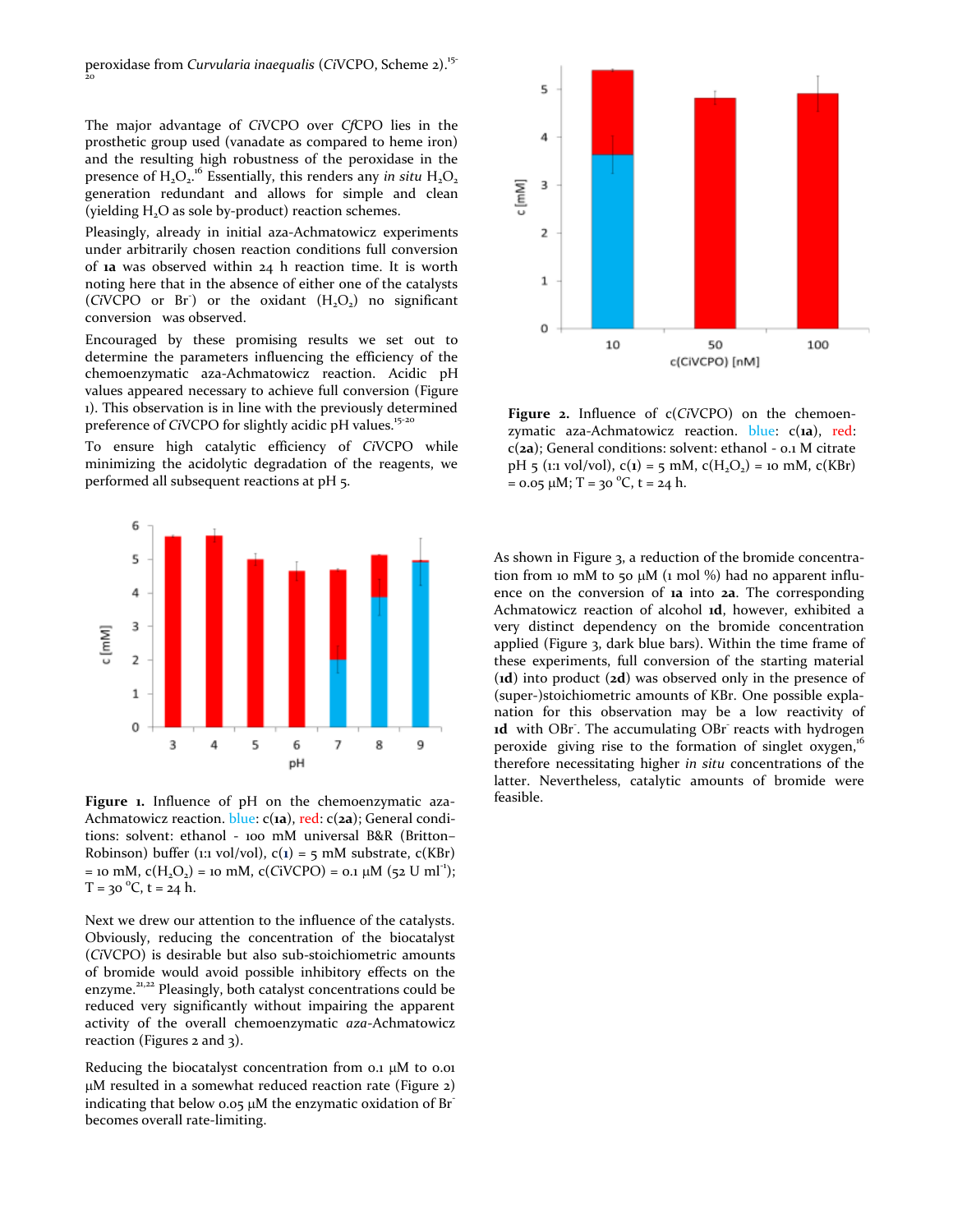peroxidase from *Curvularia inaequalis* (*Ci*VCPO, Scheme 2).[15-20]

The major advantage of *Ci*VCPO over *Cf*CPO lies in the prosthetic group used (vanadate as compared to heme iron) and the resulting high robustness of the peroxidase in the presence of $H_2O_2$.[16] Essentially, this renders any *in situ* $H_2O_2$ generation redundant and allows for simple and clean (yielding $H_2O$ as sole by-product) reaction schemes.

Pleasingly, already in initial aza-Achmatowicz experiments under arbitrarily chosen reaction conditions full conversion of **1a** was observed within 24 h reaction time. It is worth noting here that in the absence of either one of the catalysts (*Ci*VCPO or $Br^-$) or the oxidant ($H_2O_2$) no significant conversion was observed.

Encouraged by these promising results we set out to determine the parameters influencing the efficiency of the chemoenzymatic aza-Achmatowicz reaction. Acidic pH values appeared necessary to achieve full conversion (Figure 1). This observation is in line with the previously determined preference of *Ci*VCPO for slightly acidic pH values.[15-20]

To ensure high catalytic efficiency of *Ci*VCPO while minimizing the acidolytic degradation of the reagents, we performed all subsequent reactions at pH 5.

**Figure 1.** Influence of pH on the chemoenzymatic aza-Achmatowicz reaction. blue: c(**1a**), red: c(**2a**); General conditions: solvent: ethanol - 100 mM universal B&R (Britton–Robinson) buffer (1:1 vol/vol), c(**1**) = 5 mM substrate, c(KBr) = 10 mM, c($H_2O_2$) = 10 mM, c(CiVCPO) = 0.1 μM (52 U ml$^{-1}$); T = 30 °C, t = 24 h.

Next we drew our attention to the influence of the catalysts. Obviously, reducing the concentration of the biocatalyst (*Ci*VCPO) is desirable but also sub-stoichiometric amounts of bromide would avoid possible inhibitory effects on the enzyme.[21,22] Pleasingly, both catalyst concentrations could be reduced very significantly without impairing the apparent activity of the overall chemoenzymatic *aza*-Achmatowicz reaction (Figures 2 and 3).

Reducing the biocatalyst concentration from 0.1 μM to 0.01 μM resulted in a somewhat reduced reaction rate (Figure 2) indicating that below 0.05 μM the enzymatic oxidation of $Br^-$ becomes overall rate-limiting.

**Figure 2.** Influence of c(*Ci*VCPO) on the chemoenzymatic aza-Achmatowicz reaction. blue: c(**1a**), red: c(**2a**); General conditions: solvent: ethanol - 0.1 M citrate pH 5 (1:1 vol/vol), c(**1**) = 5 mM, c($H_2O_2$) = 10 mM, c(KBr) = 0.05 μM; T = 30 °C, t = 24 h.

As shown in Figure 3, a reduction of the bromide concentration from 10 mM to 50 μM (1 mol %) had no apparent influence on the conversion of **1a** into **2a**. The corresponding Achmatowicz reaction of alcohol **1d**, however, exhibited a very distinct dependency on the bromide concentration applied (Figure 3, dark blue bars). Within the time frame of these experiments, full conversion of the starting material (**1d**) into product (**2d**) was observed only in the presence of (super-)stoichiometric amounts of KBr. One possible explanation for this observation may be a low reactivity of **1d** with $OBr^-$. The accumulating $OBr^-$ reacts with hydrogen peroxide giving rise to the formation of singlet oxygen,[16] therefore necessitating higher *in situ* concentrations of the latter. Nevertheless, catalytic amounts of bromide were feasible.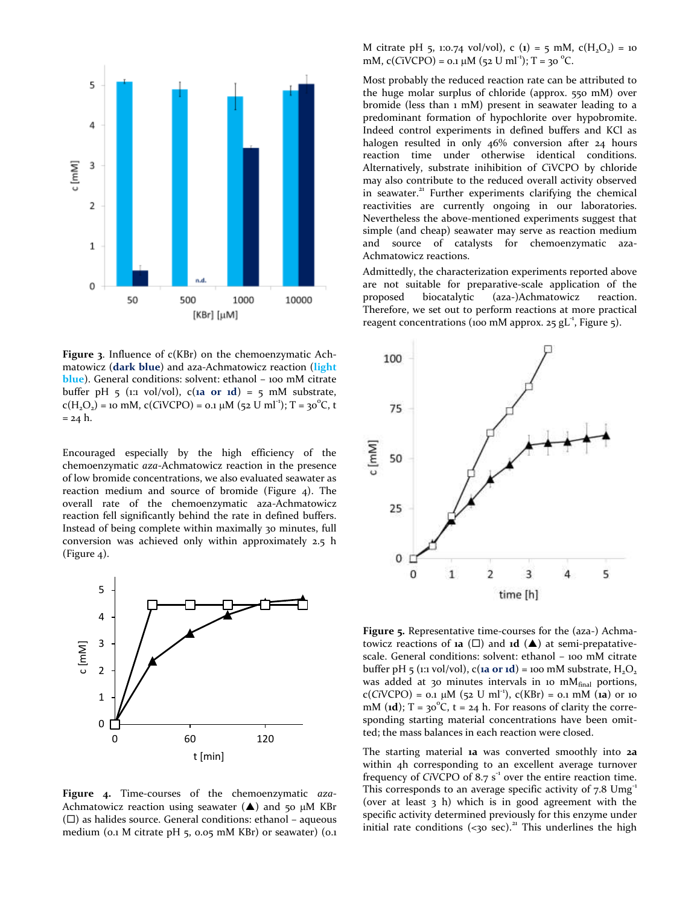**Figure 3**. Influence of c(KBr) on the chemoenzymatic Achmatowicz (**dark blue**) and aza-Achmatowicz reaction (**light blue**). General conditions: solvent: ethanol – 100 mM citrate buffer pH 5 (1:1 vol/vol), c(**1a** or **1d**) = 5 mM substrate, $c(H_2O_2)$ = 10 mM, c(*Ci*VCPO) = 0.1 μM (52 U $ml^{-1}$); T = 30°C, t = 24 h.

Encouraged especially by the high efficiency of the chemoenzymatic *aza*-Achmatowicz reaction in the presence of low bromide concentrations, we also evaluated seawater as reaction medium and source of bromide (Figure 4). The overall rate of the chemoenzymatic aza-Achmatowicz reaction fell significantly behind the rate in defined buffers. Instead of being complete within maximally 30 minutes, full conversion was achieved only within approximately 2.5 h (Figure 4).

**Figure 4.** Time-courses of the chemoenzymatic *aza*-Achmatowicz reaction using seawater (▲) and 50 μM KBr (□) as halides source. General conditions: ethanol – aqueous medium (0.1 M citrate pH 5, 0.05 mM KBr) or seawater) (0.1 M citrate pH 5, 1:0.74 vol/vol), c (**1**) = 5 mM, $c(H_2O_2)$ = 10 mM, c(*Ci*VCPO) = 0.1 μM (52 U $ml^{-1}$); T = 30 °C.

Most probably the reduced reaction rate can be attributed to the huge molar surplus of chloride (approx. 550 mM) over bromide (less than 1 mM) present in seawater leading to a predominant formation of hypochlorite over hypobromite. Indeed control experiments in defined buffers and KCl as halogen resulted in only 46% conversion after 24 hours reaction time under otherwise identical conditions. Alternatively, substrate inihibition of *Ci*VCPO by chloride may also contribute to the reduced overall activity observed in seawater.[21] Further experiments clarifying the chemical reactivities are currently ongoing in our laboratories. Nevertheless the above-mentioned experiments suggest that simple (and cheap) seawater may serve as reaction medium and source of catalysts for chemoenzymatic aza-Achmatowicz reactions.

Admittedly, the characterization experiments reported above are not suitable for preparative-scale application of the proposed biocatalytic (aza-)Achmatowicz reaction. Therefore, we set out to perform reactions at more practical reagent concentrations (100 mM approx. 25 $gL^{-1}$, Figure 5).

**Figure 5.** Representative time-courses for the (aza-) Achmatowicz reactions of **1a** (□) and **1d** (▲) at semi-prepatative-scale. General conditions: solvent: ethanol – 100 mM citrate buffer pH 5 (1:1 vol/vol), c(**1a or 1d**) = 100 mM substrate, $H_2O_2$ was added at 30 minutes intervals in 10 $mM_{final}$ portions, c(*Ci*VCPO) = 0.1 μM (52 U $ml^{-1}$), c(KBr) = 0.1 mM (**1a**) or 10 mM (**1d**); T = 30°C, t = 24 h. For reasons of clarity the corresponding starting material concentrations have been omitted; the mass balances in each reaction were closed.

The starting material **1a** was converted smoothly into **2a** within 4h corresponding to an excellent average turnover frequency of *Ci*VCPO of 8.7 $s^{-1}$ over the entire reaction time. This corresponds to an average specific activity of 7.8 $Umg^{-1}$ (over at least 3 h) which is in good agreement with the specific activity determined previously for this enzyme under initial rate conditions (<30 sec).[21] This underlines the high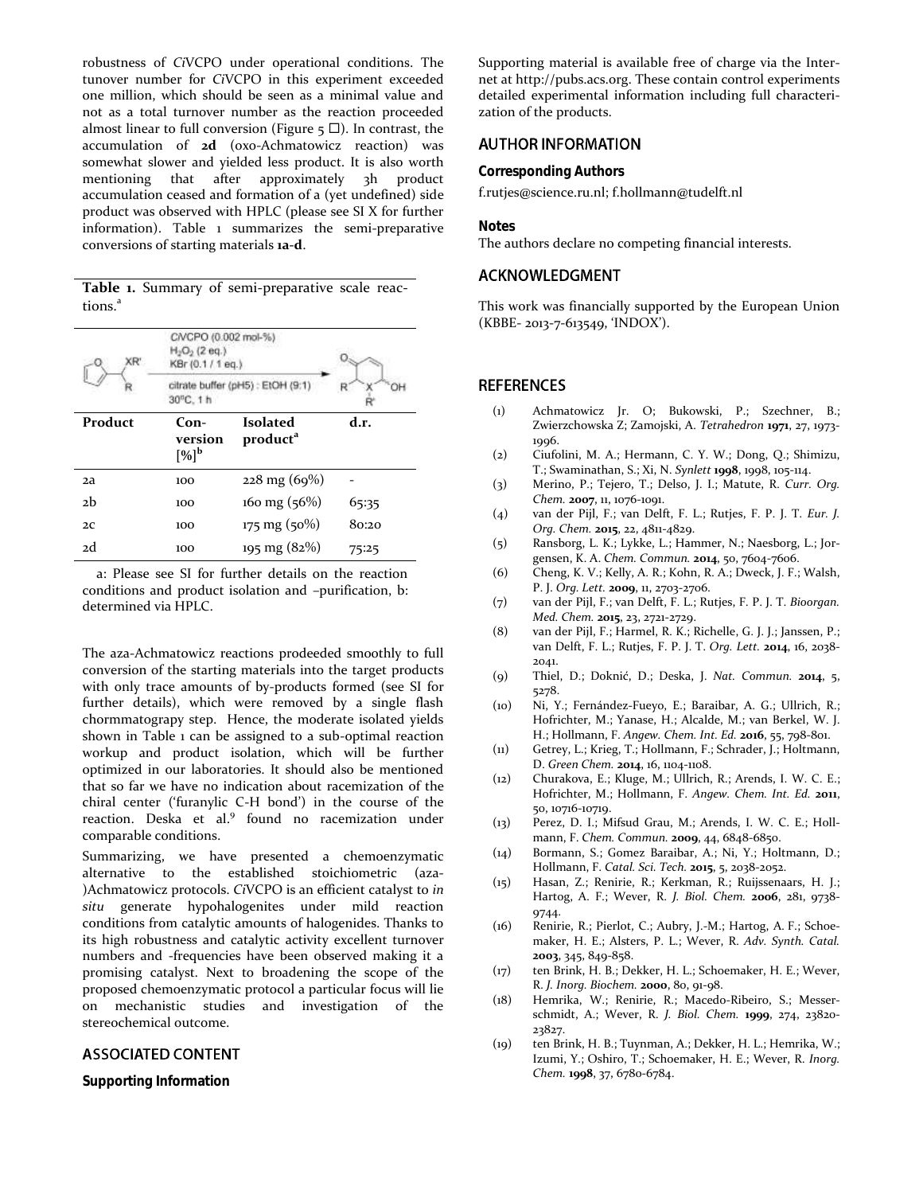robustness of *Ci*VCPO under operational conditions. The tunover number for *Ci*VCPO in this experiment exceeded one million, which should be seen as a minimal value and not as a total turnover number as the reaction proceeded almost linear to full conversion (Figure 5 □). In contrast, the accumulation of **2d** (oxo-Achmatowicz reaction) was somewhat slower and yielded less product. It is also worth mentioning that after approximately 3h product accumulation ceased and formation of a (yet undefined) side product was observed with HPLC (please see SI X for further information). Table 1 summarizes the semi-preparative conversions of starting materials **1a**-**d**.

**Table 1.** Summary of semi-preparative scale reactions.[a]

Reaction conditions: *Ci*VCPO (0.002 mol-%), $H_2O_2$ (2 eq.), KBr (0.1 / 1 eq.), citrate buffer (pH5) : EtOH (9:1), 30°C, 1 h

| Product | Conversion [%][b] | Isolated product[a] | d.r. |
|---|---|---|---|
| 2a | 100 | 228 mg (69%) | - |
| 2b | 100 | 160 mg (56%) | 65:35 |
| 2c | 100 | 175 mg (50%) | 80:20 |
| 2d | 100 | 195 mg (82%) | 75:25 |

a: Please see SI for further details on the reaction conditions and product isolation and –purification, b: determined via HPLC.

The aza-Achmatowicz reactions prodeeded smoothly to full conversion of the starting materials into the target products with only trace amounts of by-products formed (see SI for further details), which were removed by a single flash chormmatograpy step. Hence, the moderate isolated yields shown in Table 1 can be assigned to a sub-optimal reaction workup and product isolation, which will be further optimized in our laboratories. It should also be mentioned that so far we have no indication about racemization of the chiral center ('furanylic C-H bond') in the course of the reaction. Deska et al.[9] found no racemization under comparable conditions.

Summarizing, we have presented a chemoenzymatic alternative to the established stoichiometric (aza-)Achmatowicz protocols. *Ci*VCPO is an efficient catalyst to *in situ* generate hypohalogenites under mild reaction conditions from catalytic amounts of halogenides. Thanks to its high robustness and catalytic activity excellent turnover numbers and -frequencies have been observed making it a promising catalyst. Next to broadening the scope of the proposed chemoenzymatic protocol a particular focus will lie on mechanistic studies and investigation of the stereochemical outcome.

## ASSOCIATED CONTENT

### Supporting Information

Supporting material is available free of charge via the Internet at http://pubs.acs.org. These contain control experiments detailed experimental information including full characterization of the products.

## AUTHOR INFORMATION

### Corresponding Authors

f.rutjes@science.ru.nl; f.hollmann@tudelft.nl

### Notes

The authors declare no competing financial interests.

## ACKNOWLEDGMENT

This work was financially supported by the European Union (KBBE- 2013-7-613549, 'INDOX').

## REFERENCES

(1) Achmatowicz Jr. O; Bukowski, P.; Szechner, B.; Zwierzchowska Z; Zamojski, A. *Tetrahedron* **1971**, 27, 1973-1996.

(2) Ciufolini, M. A.; Hermann, C. Y. W.; Dong, Q.; Shimizu, T.; Swaminathan, S.; Xi, N. *Synlett* **1998**, 1998, 105-114.

(3) Merino, P.; Tejero, T.; Delso, J. I.; Matute, R. *Curr. Org. Chem.* **2007**, 11, 1076-1091.

(4) van der Pijl, F.; van Delft, F. L.; Rutjes, F. P. J. T. *Eur. J. Org. Chem.* **2015**, 22, 4811-4829.

(5) Ransborg, L. K.; Lykke, L.; Hammer, N.; Naesborg, L.; Jorgensen, K. A. *Chem. Commun.* **2014**, 50, 7604-7606.

(6) Cheng, K. V.; Kelly, A. R.; Kohn, R. A.; Dweck, J. F.; Walsh, P. J. *Org. Lett.* **2009**, 11, 2703-2706.

(7) van der Pijl, F.; van Delft, F. L.; Rutjes, F. P. J. T. *Bioorgan. Med. Chem.* **2015**, 23, 2721-2729.

(8) van der Pijl, F.; Harmel, R. K.; Richelle, G. J. J.; Janssen, P.; van Delft, F. L.; Rutjes, F. P. J. T. *Org. Lett.* **2014**, 16, 2038-2041.

(9) Thiel, D.; Doknić, D.; Deska, J. *Nat. Commun.* **2014**, 5, 5278.

(10) Ni, Y.; Fernández-Fueyo, E.; Baraibar, A. G.; Ullrich, R.; Hofrichter, M.; Yanase, H.; Alcalde, M.; van Berkel, W. J. H.; Hollmann, F. *Angew. Chem. Int. Ed.* **2016**, 55, 798-801.

(11) Getrey, L.; Krieg, T.; Hollmann, F.; Schrader, J.; Holtmann, D. *Green Chem.* **2014**, 16, 1104-1108.

(12) Churakova, E.; Kluge, M.; Ullrich, R.; Arends, I. W. C. E.; Hofrichter, M.; Hollmann, F. *Angew. Chem. Int. Ed.* **2011**, 50, 10716-10719.

(13) Perez, D. I.; Mifsud Grau, M.; Arends, I. W. C. E.; Hollmann, F. *Chem. Commun.* **2009**, 44, 6848-6850.

(14) Bormann, S.; Gomez Baraibar, A.; Ni, Y.; Holtmann, D.; Hollmann, F. *Catal. Sci. Tech.* **2015**, 5, 2038-2052.

(15) Hasan, Z.; Renirie, R.; Kerkman, R.; Ruijssenaars, H. J.; Hartog, A. F.; Wever, R. *J. Biol. Chem.* **2006**, 281, 9738-9744.

(16) Renirie, R.; Pierlot, C.; Aubry, J.-M.; Hartog, A. F.; Schoemaker, H. E.; Alsters, P. L.; Wever, R. *Adv. Synth. Catal.* **2003**, 345, 849-858.

(17) ten Brink, H. B.; Dekker, H. L.; Schoemaker, H. E.; Wever, R. *J. Inorg. Biochem.* **2000**, 80, 91-98.

(18) Hemrika, W.; Renirie, R.; Macedo-Ribeiro, S.; Messerschmidt, A.; Wever, R. *J. Biol. Chem.* **1999**, 274, 23820-23827.

(19) ten Brink, H. B.; Tuynman, A.; Dekker, H. L.; Hemrika, W.; Izumi, Y.; Oshiro, T.; Schoemaker, H. E.; Wever, R. *Inorg. Chem.* **1998**, 37, 6780-6784.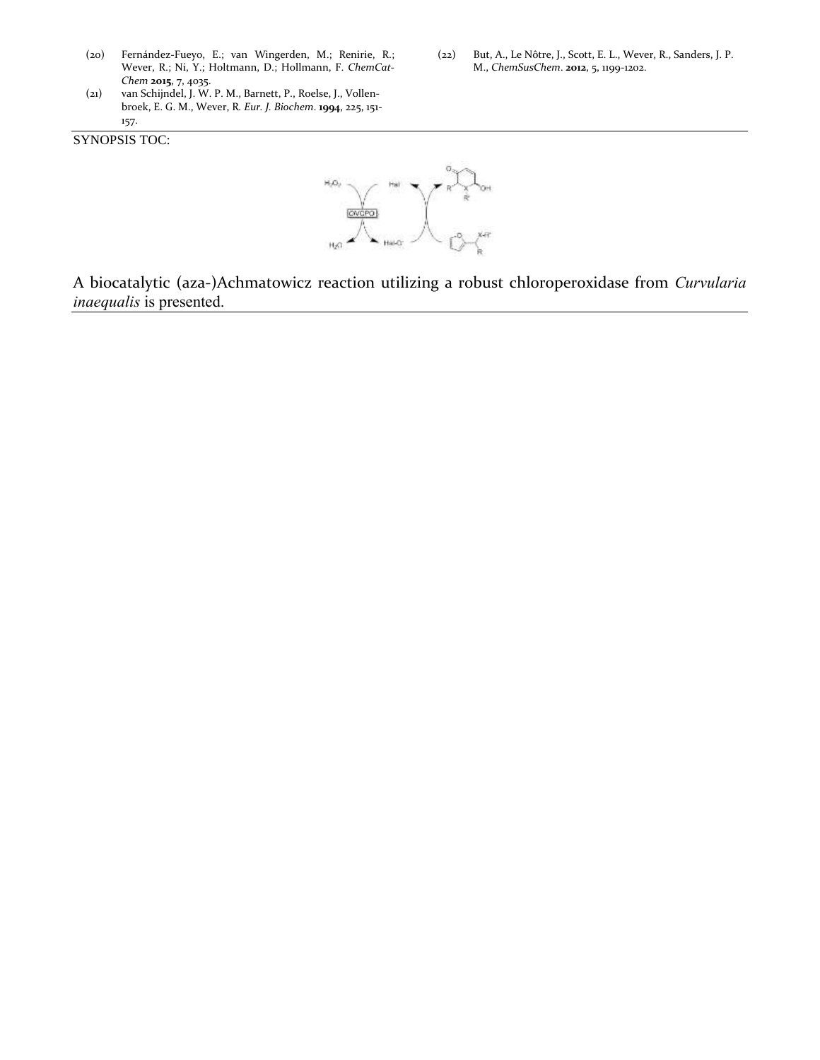(20) Fernández-Fueyo, E.; van Wingerden, M.; Renirie, R.; Wever, R.; Ni, Y.; Holtmann, D.; Hollmann, F. *ChemCatChem* **2015**, 7, 4035.

(21) van Schijndel, J. W. P. M., Barnett, P., Roelse, J., Vollenbroek, E. G. M., Wever, R. *Eur. J. Biochem*. **1994**, 225, 151-157.

(22) But, A., Le Nôtre, J., Scott, E. L., Wever, R., Sanders, J. P. M., *ChemSusChem*. **2012**, 5, 1199-1202.

SYNOPSIS TOC:

$H_2O_2$

CiVCPO

$H_2O$

Hal

Hal-O

A biocatalytic (aza-)Achmatowicz reaction utilizing a robust chloroperoxidase from *Curvularia inaequalis* is presented.